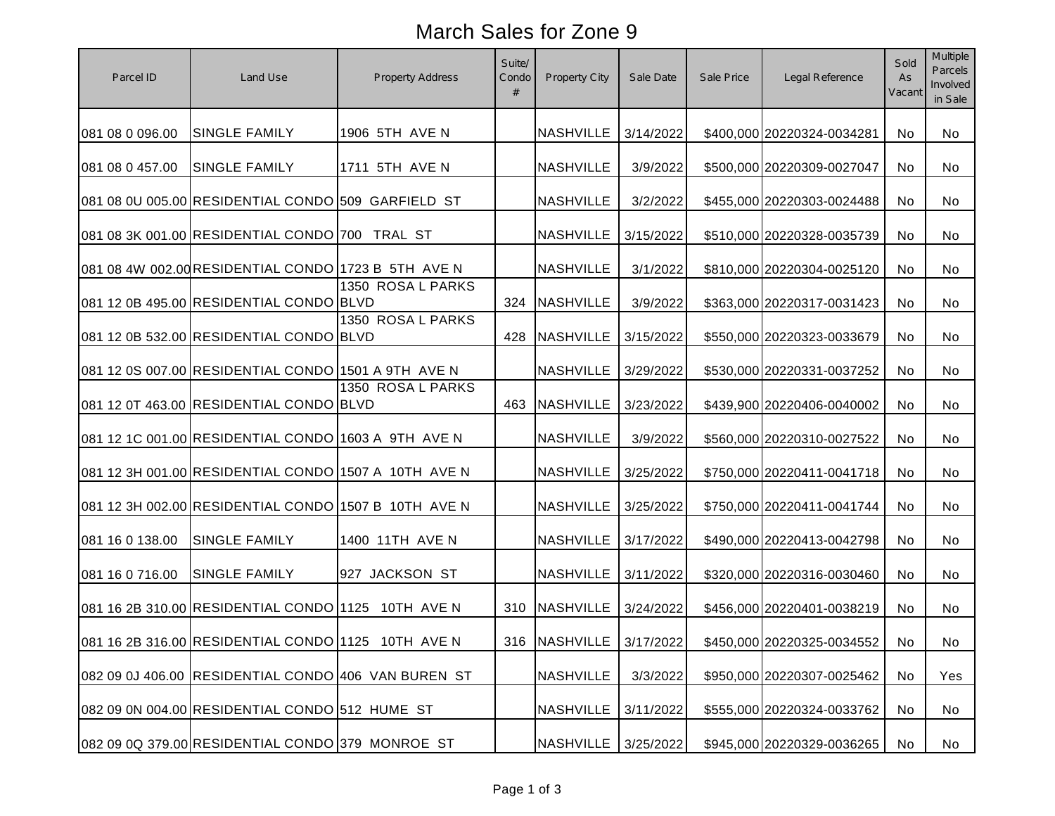# March Sales for Zone 9

| Parcel ID | Land Use | Property Address | Suite/ Condo # | Property City | Sale Date | Sale Price | Legal Reference | Sold As Vacant | Multiple Parcels Involved in Sale |
|---|---|---|---|---|---|---|---|---|---|
| 081 08 0 096.00 | SINGLE FAMILY | 1906 5TH AVE N | | NASHVILLE | 3/14/2022 | $400,000 | 20220324-0034281 | No | No |
| 081 08 0 457.00 | SINGLE FAMILY | 1711 5TH AVE N | | NASHVILLE | 3/9/2022 | $500,000 | 20220309-0027047 | No | No |
| 081 08 0U 005.00 | RESIDENTIAL CONDO | 509 GARFIELD ST | | NASHVILLE | 3/2/2022 | $455,000 | 20220303-0024488 | No | No |
| 081 08 3K 001.00 | RESIDENTIAL CONDO | 700 TRAL ST | | NASHVILLE | 3/15/2022 | $510,000 | 20220328-0035739 | No | No |
| 081 08 4W 002.00 | RESIDENTIAL CONDO | 1723 B 5TH AVE N | | NASHVILLE | 3/1/2022 | $810,000 | 20220304-0025120 | No | No |
| 081 12 0B 495.00 | RESIDENTIAL CONDO | 1350 ROSA L PARKS BLVD | 324 | NASHVILLE | 3/9/2022 | $363,000 | 20220317-0031423 | No | No |
| 081 12 0B 532.00 | RESIDENTIAL CONDO | 1350 ROSA L PARKS BLVD | 428 | NASHVILLE | 3/15/2022 | $550,000 | 20220323-0033679 | No | No |
| 081 12 0S 007.00 | RESIDENTIAL CONDO | 1501 A 9TH AVE N | | NASHVILLE | 3/29/2022 | $530,000 | 20220331-0037252 | No | No |
| 081 12 0T 463.00 | RESIDENTIAL CONDO | 1350 ROSA L PARKS BLVD | 463 | NASHVILLE | 3/23/2022 | $439,900 | 20220406-0040002 | No | No |
| 081 12 1C 001.00 | RESIDENTIAL CONDO | 1603 A 9TH AVE N | | NASHVILLE | 3/9/2022 | $560,000 | 20220310-0027522 | No | No |
| 081 12 3H 001.00 | RESIDENTIAL CONDO | 1507 A 10TH AVE N | | NASHVILLE | 3/25/2022 | $750,000 | 20220411-0041718 | No | No |
| 081 12 3H 002.00 | RESIDENTIAL CONDO | 1507 B 10TH AVE N | | NASHVILLE | 3/25/2022 | $750,000 | 20220411-0041744 | No | No |
| 081 16 0 138.00 | SINGLE FAMILY | 1400 11TH AVE N | | NASHVILLE | 3/17/2022 | $490,000 | 20220413-0042798 | No | No |
| 081 16 0 716.00 | SINGLE FAMILY | 927 JACKSON ST | | NASHVILLE | 3/11/2022 | $320,000 | 20220316-0030460 | No | No |
| 081 16 2B 310.00 | RESIDENTIAL CONDO | 1125 10TH AVE N | 310 | NASHVILLE | 3/24/2022 | $456,000 | 20220401-0038219 | No | No |
| 081 16 2B 316.00 | RESIDENTIAL CONDO | 1125 10TH AVE N | 316 | NASHVILLE | 3/17/2022 | $450,000 | 20220325-0034552 | No | No |
| 082 09 0J 406.00 | RESIDENTIAL CONDO | 406 VAN BUREN ST | | NASHVILLE | 3/3/2022 | $950,000 | 20220307-0025462 | No | Yes |
| 082 09 0N 004.00 | RESIDENTIAL CONDO | 512 HUME ST | | NASHVILLE | 3/11/2022 | $555,000 | 20220324-0033762 | No | No |
| 082 09 0Q 379.00 | RESIDENTIAL CONDO | 379 MONROE ST | | NASHVILLE | 3/25/2022 | $945,000 | 20220329-0036265 | No | No |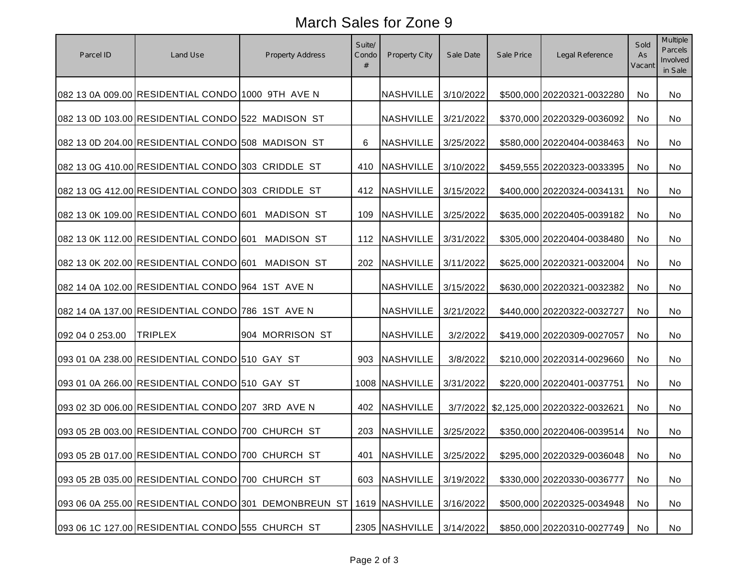# March Sales for Zone 9

| Parcel ID | Land Use | Property Address | Suite/ Condo # | Property City | Sale Date | Sale Price | Legal Reference | Sold As Vacant | Multiple Parcels Involved in Sale |
|---|---|---|---|---|---|---|---|---|---|
| 082 13 0A 009.00 | RESIDENTIAL CONDO | 1000 9TH AVE N | | NASHVILLE | 3/10/2022 | $500,000 | 20220321-0032280 | No | No |
| 082 13 0D 103.00 | RESIDENTIAL CONDO | 522 MADISON ST | | NASHVILLE | 3/21/2022 | $370,000 | 20220329-0036092 | No | No |
| 082 13 0D 204.00 | RESIDENTIAL CONDO | 508 MADISON ST | 6 | NASHVILLE | 3/25/2022 | $580,000 | 20220404-0038463 | No | No |
| 082 13 0G 410.00 | RESIDENTIAL CONDO | 303 CRIDDLE ST | 410 | NASHVILLE | 3/10/2022 | $459,555 | 20220323-0033395 | No | No |
| 082 13 0G 412.00 | RESIDENTIAL CONDO | 303 CRIDDLE ST | 412 | NASHVILLE | 3/15/2022 | $400,000 | 20220324-0034131 | No | No |
| 082 13 0K 109.00 | RESIDENTIAL CONDO | 601 MADISON ST | 109 | NASHVILLE | 3/25/2022 | $635,000 | 20220405-0039182 | No | No |
| 082 13 0K 112.00 | RESIDENTIAL CONDO | 601 MADISON ST | 112 | NASHVILLE | 3/31/2022 | $305,000 | 20220404-0038480 | No | No |
| 082 13 0K 202.00 | RESIDENTIAL CONDO | 601 MADISON ST | 202 | NASHVILLE | 3/11/2022 | $625,000 | 20220321-0032004 | No | No |
| 082 14 0A 102.00 | RESIDENTIAL CONDO | 964 1ST AVE N | | NASHVILLE | 3/15/2022 | $630,000 | 20220321-0032382 | No | No |
| 082 14 0A 137.00 | RESIDENTIAL CONDO | 786 1ST AVE N | | NASHVILLE | 3/21/2022 | $440,000 | 20220322-0032727 | No | No |
| 092 04 0 253.00 | TRIPLEX | 904 MORRISON ST | | NASHVILLE | 3/2/2022 | $419,000 | 20220309-0027057 | No | No |
| 093 01 0A 238.00 | RESIDENTIAL CONDO | 510 GAY ST | 903 | NASHVILLE | 3/8/2022 | $210,000 | 20220314-0029660 | No | No |
| 093 01 0A 266.00 | RESIDENTIAL CONDO | 510 GAY ST | 1008 | NASHVILLE | 3/31/2022 | $220,000 | 20220401-0037751 | No | No |
| 093 02 3D 006.00 | RESIDENTIAL CONDO | 207 3RD AVE N | 402 | NASHVILLE | 3/7/2022 | $2,125,000 | 20220322-0032621 | No | No |
| 093 05 2B 003.00 | RESIDENTIAL CONDO | 700 CHURCH ST | 203 | NASHVILLE | 3/25/2022 | $350,000 | 20220406-0039514 | No | No |
| 093 05 2B 017.00 | RESIDENTIAL CONDO | 700 CHURCH ST | 401 | NASHVILLE | 3/25/2022 | $295,000 | 20220329-0036048 | No | No |
| 093 05 2B 035.00 | RESIDENTIAL CONDO | 700 CHURCH ST | 603 | NASHVILLE | 3/19/2022 | $330,000 | 20220330-0036777 | No | No |
| 093 06 0A 255.00 | RESIDENTIAL CONDO | 301 DEMONBREUN ST | 1619 | NASHVILLE | 3/16/2022 | $500,000 | 20220325-0034948 | No | No |
| 093 06 1C 127.00 | RESIDENTIAL CONDO | 555 CHURCH ST | 2305 | NASHVILLE | 3/14/2022 | $850,000 | 20220310-0027749 | No | No |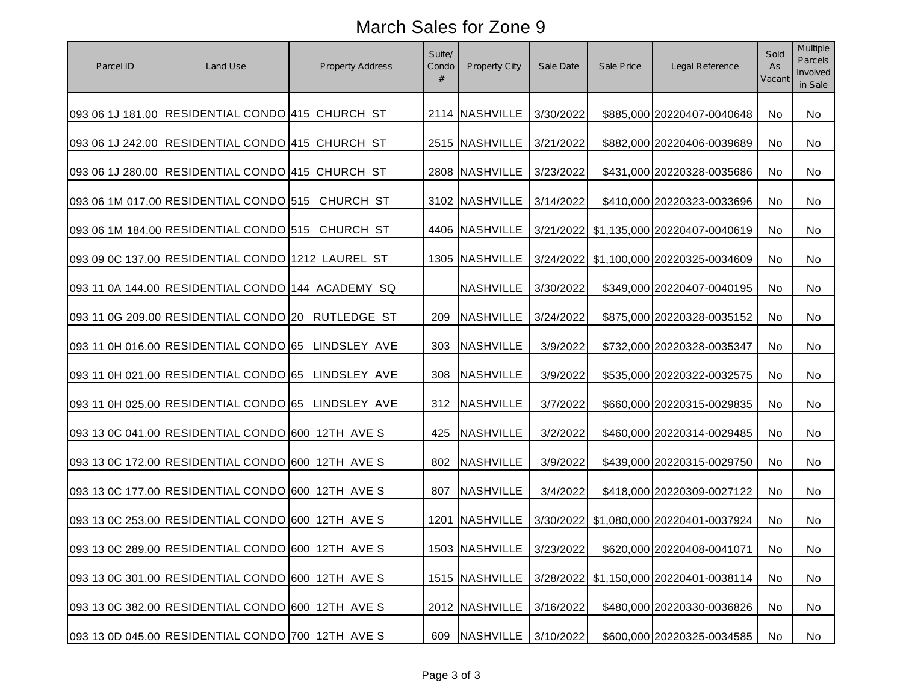# March Sales for Zone 9

| Parcel ID | Land Use | Property Address | Suite/ Condo # | Property City | Sale Date | Sale Price | Legal Reference | Sold As Vacant | Multiple Parcels Involved in Sale |
|---|---|---|---|---|---|---|---|---|---|
| 093 06 1J 181.00 | RESIDENTIAL CONDO | 415 CHURCH ST | 2114 | NASHVILLE | 3/30/2022 | $885,000 | 20220407-0040648 | No | No |
| 093 06 1J 242.00 | RESIDENTIAL CONDO | 415 CHURCH ST | 2515 | NASHVILLE | 3/21/2022 | $882,000 | 20220406-0039689 | No | No |
| 093 06 1J 280.00 | RESIDENTIAL CONDO | 415 CHURCH ST | 2808 | NASHVILLE | 3/23/2022 | $431,000 | 20220328-0035686 | No | No |
| 093 06 1M 017.00 | RESIDENTIAL CONDO | 515 CHURCH ST | 3102 | NASHVILLE | 3/14/2022 | $410,000 | 20220323-0033696 | No | No |
| 093 06 1M 184.00 | RESIDENTIAL CONDO | 515 CHURCH ST | 4406 | NASHVILLE | 3/21/2022 | $1,135,000 | 20220407-0040619 | No | No |
| 093 09 0C 137.00 | RESIDENTIAL CONDO | 1212 LAUREL ST | 1305 | NASHVILLE | 3/24/2022 | $1,100,000 | 20220325-0034609 | No | No |
| 093 11 0A 144.00 | RESIDENTIAL CONDO | 144 ACADEMY SQ | | NASHVILLE | 3/30/2022 | $349,000 | 20220407-0040195 | No | No |
| 093 11 0G 209.00 | RESIDENTIAL CONDO | 20 RUTLEDGE ST | 209 | NASHVILLE | 3/24/2022 | $875,000 | 20220328-0035152 | No | No |
| 093 11 0H 016.00 | RESIDENTIAL CONDO | 65 LINDSLEY AVE | 303 | NASHVILLE | 3/9/2022 | $732,000 | 20220328-0035347 | No | No |
| 093 11 0H 021.00 | RESIDENTIAL CONDO | 65 LINDSLEY AVE | 308 | NASHVILLE | 3/9/2022 | $535,000 | 20220322-0032575 | No | No |
| 093 11 0H 025.00 | RESIDENTIAL CONDO | 65 LINDSLEY AVE | 312 | NASHVILLE | 3/7/2022 | $660,000 | 20220315-0029835 | No | No |
| 093 13 0C 041.00 | RESIDENTIAL CONDO | 600 12TH AVE S | 425 | NASHVILLE | 3/2/2022 | $460,000 | 20220314-0029485 | No | No |
| 093 13 0C 172.00 | RESIDENTIAL CONDO | 600 12TH AVE S | 802 | NASHVILLE | 3/9/2022 | $439,000 | 20220315-0029750 | No | No |
| 093 13 0C 177.00 | RESIDENTIAL CONDO | 600 12TH AVE S | 807 | NASHVILLE | 3/4/2022 | $418,000 | 20220309-0027122 | No | No |
| 093 13 0C 253.00 | RESIDENTIAL CONDO | 600 12TH AVE S | 1201 | NASHVILLE | 3/30/2022 | $1,080,000 | 20220401-0037924 | No | No |
| 093 13 0C 289.00 | RESIDENTIAL CONDO | 600 12TH AVE S | 1503 | NASHVILLE | 3/23/2022 | $620,000 | 20220408-0041071 | No | No |
| 093 13 0C 301.00 | RESIDENTIAL CONDO | 600 12TH AVE S | 1515 | NASHVILLE | 3/28/2022 | $1,150,000 | 20220401-0038114 | No | No |
| 093 13 0C 382.00 | RESIDENTIAL CONDO | 600 12TH AVE S | 2012 | NASHVILLE | 3/16/2022 | $480,000 | 20220330-0036826 | No | No |
| 093 13 0D 045.00 | RESIDENTIAL CONDO | 700 12TH AVE S | 609 | NASHVILLE | 3/10/2022 | $600,000 | 20220325-0034585 | No | No |